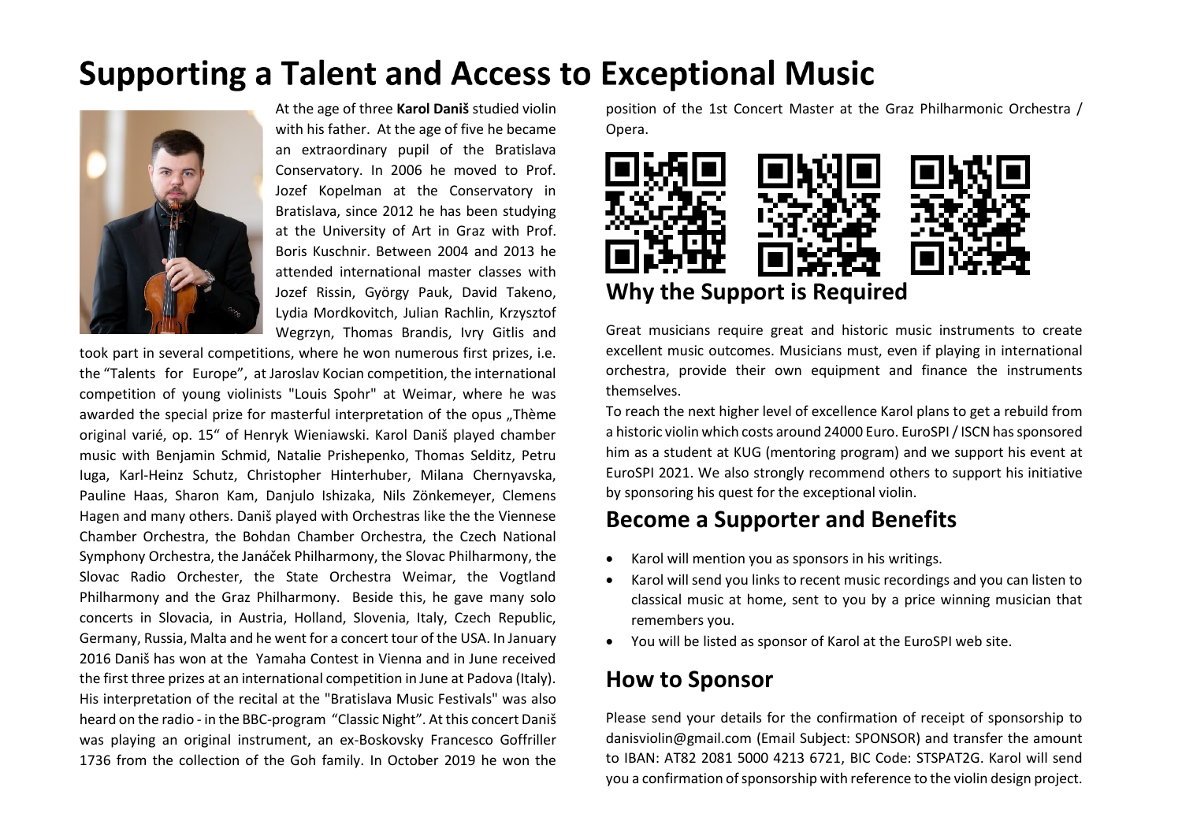# Supporting a Talent and Access to Exceptional Music

At the age of three **Karol Daniš** studied violin with his father. At the age of five he became an extraordinary pupil of the Bratislava Conservatory. In 2006 he moved to Prof. Jozef Kopelman at the Conservatory in Bratislava, since 2012 he has been studying at the University of Art in Graz with Prof. Boris Kuschnir. Between 2004 and 2013 he attended international master classes with Jozef Rissin, György Pauk, David Takeno, Lydia Mordkovitch, Julian Rachlin, Krzysztof Wegrzyn, Thomas Brandis, Ivry Gitlis and took part in several competitions, where he won numerous first prizes, i.e. the "Talents for Europe", at Jaroslav Kocian competition, the international competition of young violinists "Louis Spohr" at Weimar, where he was awarded the special prize for masterful interpretation of the opus „Thème original varié, op. 15" of Henryk Wieniawski. Karol Daniš played chamber music with Benjamin Schmid, Natalie Prishepenko, Thomas Selditz, Petru Iuga, Karl-Heinz Schutz, Christopher Hinterhuber, Milana Chernyavska, Pauline Haas, Sharon Kam, Danjulo Ishizaka, Nils Zönkemeyer, Clemens Hagen and many others. Daniš played with Orchestras like the the Viennese Chamber Orchestra, the Bohdan Chamber Orchestra, the Czech National Symphony Orchestra, the Janáček Philharmony, the Slovac Philharmony, the Slovac Radio Orchester, the State Orchestra Weimar, the Vogtland Philharmony and the Graz Philharmony. Beside this, he gave many solo concerts in Slovacia, in Austria, Holland, Slovenia, Italy, Czech Republic, Germany, Russia, Malta and he went for a concert tour of the USA. In January 2016 Daniš has won at the Yamaha Contest in Vienna and in June received the first three prizes at an international competition in June at Padova (Italy). His interpretation of the recital at the "Bratislava Music Festivals" was also heard on the radio - in the BBC-program "Classic Night". At this concert Daniš was playing an original instrument, an ex-Boskovsky Francesco Goffriller 1736 from the collection of the Goh family. In October 2019 he won the position of the 1st Concert Master at the Graz Philharmonic Orchestra / Opera.

## Why the Support is Required

Great musicians require great and historic music instruments to create excellent music outcomes. Musicians must, even if playing in international orchestra, provide their own equipment and finance the instruments themselves.

To reach the next higher level of excellence Karol plans to get a rebuild from a historic violin which costs around 24000 Euro. EuroSPI / ISCN has sponsored him as a student at KUG (mentoring program) and we support his event at EuroSPI 2021. We also strongly recommend others to support his initiative by sponsoring his quest for the exceptional violin.

## Become a Supporter and Benefits

- Karol will mention you as sponsors in his writings.
- Karol will send you links to recent music recordings and you can listen to classical music at home, sent to you by a price winning musician that remembers you.
- You will be listed as sponsor of Karol at the EuroSPI web site.

## How to Sponsor

Please send your details for the confirmation of receipt of sponsorship to danisviolin@gmail.com (Email Subject: SPONSOR) and transfer the amount to IBAN: AT82 2081 5000 4213 6721, BIC Code: STSPAT2G. Karol will send you a confirmation of sponsorship with reference to the violin design project.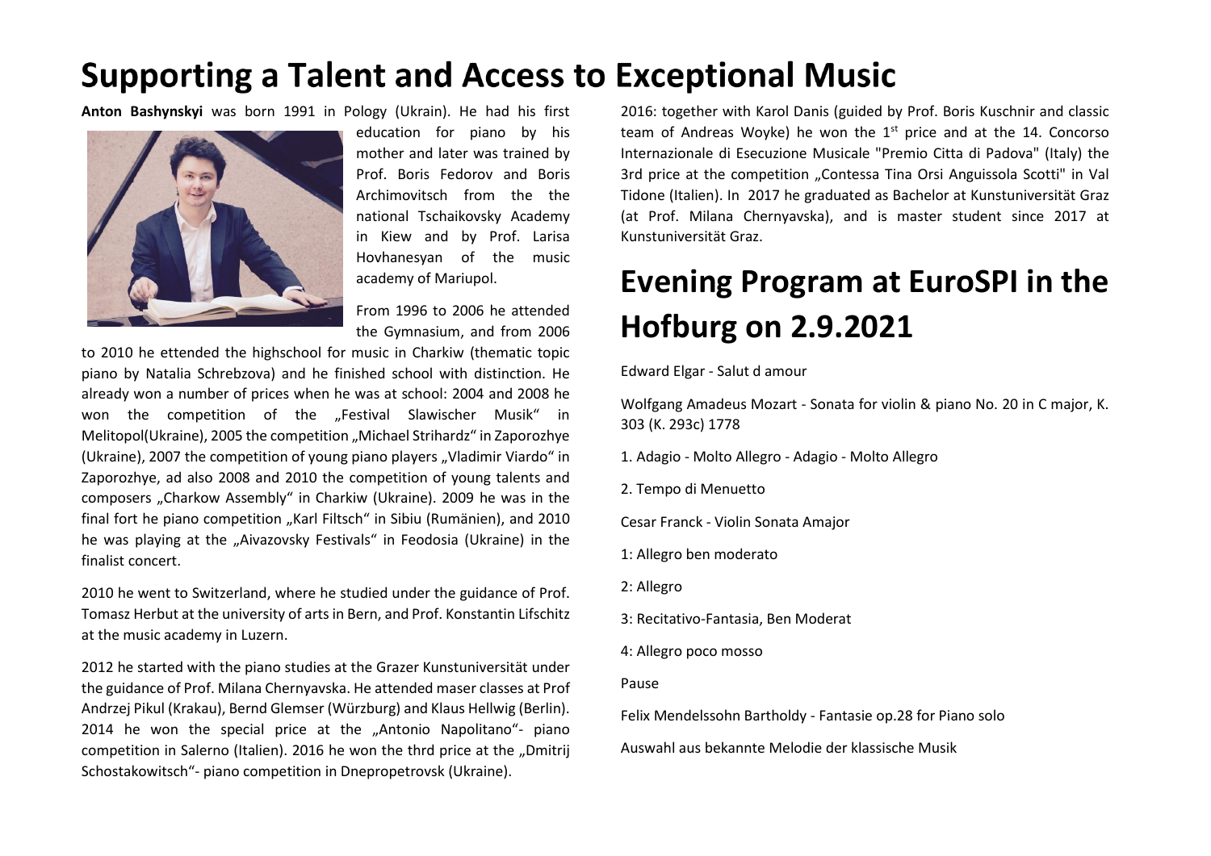# Supporting a Talent and Access to Exceptional Music

**Anton Bashynskyi** was born 1991 in Pology (Ukrain). He had his first education for piano by his mother and later was trained by Prof. Boris Fedorov and Boris Archimovitsch from the the national Tschaikovsky Academy in Kiew and by Prof. Larisa Hovhanesyan of the music academy of Mariupol.

From 1996 to 2006 he attended the Gymnasium, and from 2006 to 2010 he ettended the highschool for music in Charkiw (thematic topic piano by Natalia Schrebzova) and he finished school with distinction. He already won a number of prices when he was at school: 2004 and 2008 he won the competition of the „Festival Slawischer Musik" in Melitopol(Ukraine), 2005 the competition „Michael Strihardz" in Zaporozhye (Ukraine), 2007 the competition of young piano players „Vladimir Viardo" in Zaporozhye, ad also 2008 and 2010 the competition of young talents and composers „Charkow Assembly" in Charkiw (Ukraine). 2009 he was in the final fort he piano competition „Karl Filtsch" in Sibiu (Rumänien), and 2010 he was playing at the „Aivazovsky Festivals" in Feodosia (Ukraine) in the finalist concert.

2010 he went to Switzerland, where he studied under the guidance of Prof. Tomasz Herbut at the university of arts in Bern, and Prof. Konstantin Lifschitz at the music academy in Luzern.

2012 he started with the piano studies at the Grazer Kunstuniversität under the guidance of Prof. Milana Chernyavska. He attended maser classes at Prof Andrzej Pikul (Krakau), Bernd Glemser (Würzburg) and Klaus Hellwig (Berlin). 2014 he won the special price at the „Antonio Napolitano"- piano competition in Salerno (Italien). 2016 he won the thrd price at the „Dmitrij Schostakowitsch"- piano competition in Dnepropetrovsk (Ukraine).

2016: together with Karol Danis (guided by Prof. Boris Kuschnir and classic team of Andreas Woyke) he won the 1st price and at the 14. Concorso Internazionale di Esecuzione Musicale "Premio Citta di Padova" (Italy) the 3rd price at the competition „Contessa Tina Orsi Anguissola Scotti" in Val Tidone (Italien). In 2017 he graduated as Bachelor at Kunstuniversität Graz (at Prof. Milana Chernyavska), and is master student since 2017 at Kunstuniversität Graz.

# Evening Program at EuroSPI in the Hofburg on 2.9.2021

Edward Elgar - Salut d amour

Wolfgang Amadeus Mozart - Sonata for violin & piano No. 20 in C major, K. 303 (K. 293c) 1778

1. Adagio - Molto Allegro - Adagio - Molto Allegro

2. Tempo di Menuetto

Cesar Franck - Violin Sonata Amajor

1: Allegro ben moderato

2: Allegro

3: Recitativo-Fantasia, Ben Moderat

4: Allegro poco mosso

Pause

Felix Mendelssohn Bartholdy - Fantasie op.28 for Piano solo

Auswahl aus bekannte Melodie der klassische Musik